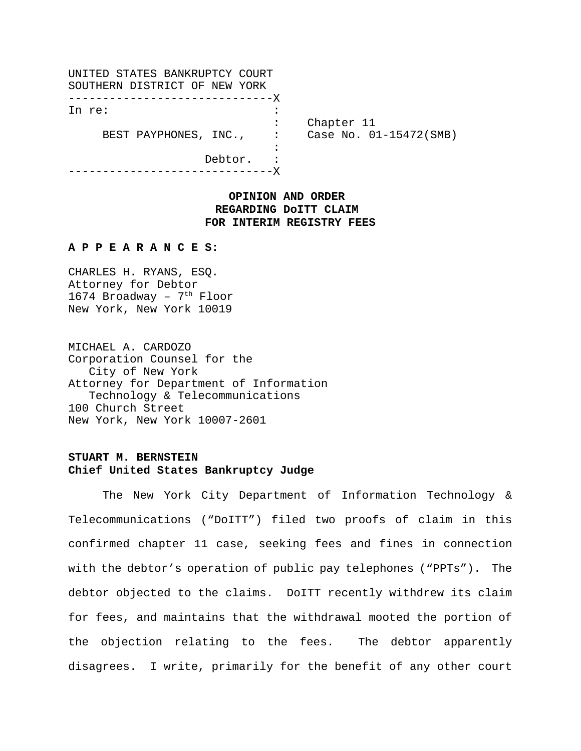UNITED STATES BANKRUPTCY COURT
SOUTHERN DISTRICT OF NEW YORK

```
------------------------------X
In re:                        :
                              :    Chapter 11
     BEST PAYPHONES, INC.,    :    Case No. 01-15472(SMB)
                              :
                   Debtor.    :
------------------------------X
```

**OPINION AND ORDER**
**REGARDING DoITT CLAIM**
**FOR INTERIM REGISTRY FEES**

**A P P E A R A N C E S:**

CHARLES H. RYANS, ESQ.
Attorney for Debtor
1674 Broadway – 7th Floor
New York, New York 10019

MICHAEL A. CARDOZO
Corporation Counsel for the
City of New York
Attorney for Department of Information
Technology & Telecommunications
100 Church Street
New York, New York 10007-2601

**STUART M. BERNSTEIN**
**Chief United States Bankruptcy Judge**

The New York City Department of Information Technology & Telecommunications ("DoITT") filed two proofs of claim in this confirmed chapter 11 case, seeking fees and fines in connection with the debtor's operation of public pay telephones ("PPTs"). The debtor objected to the claims. DoITT recently withdrew its claim for fees, and maintains that the withdrawal mooted the portion of the objection relating to the fees. The debtor apparently disagrees. I write, primarily for the benefit of any other court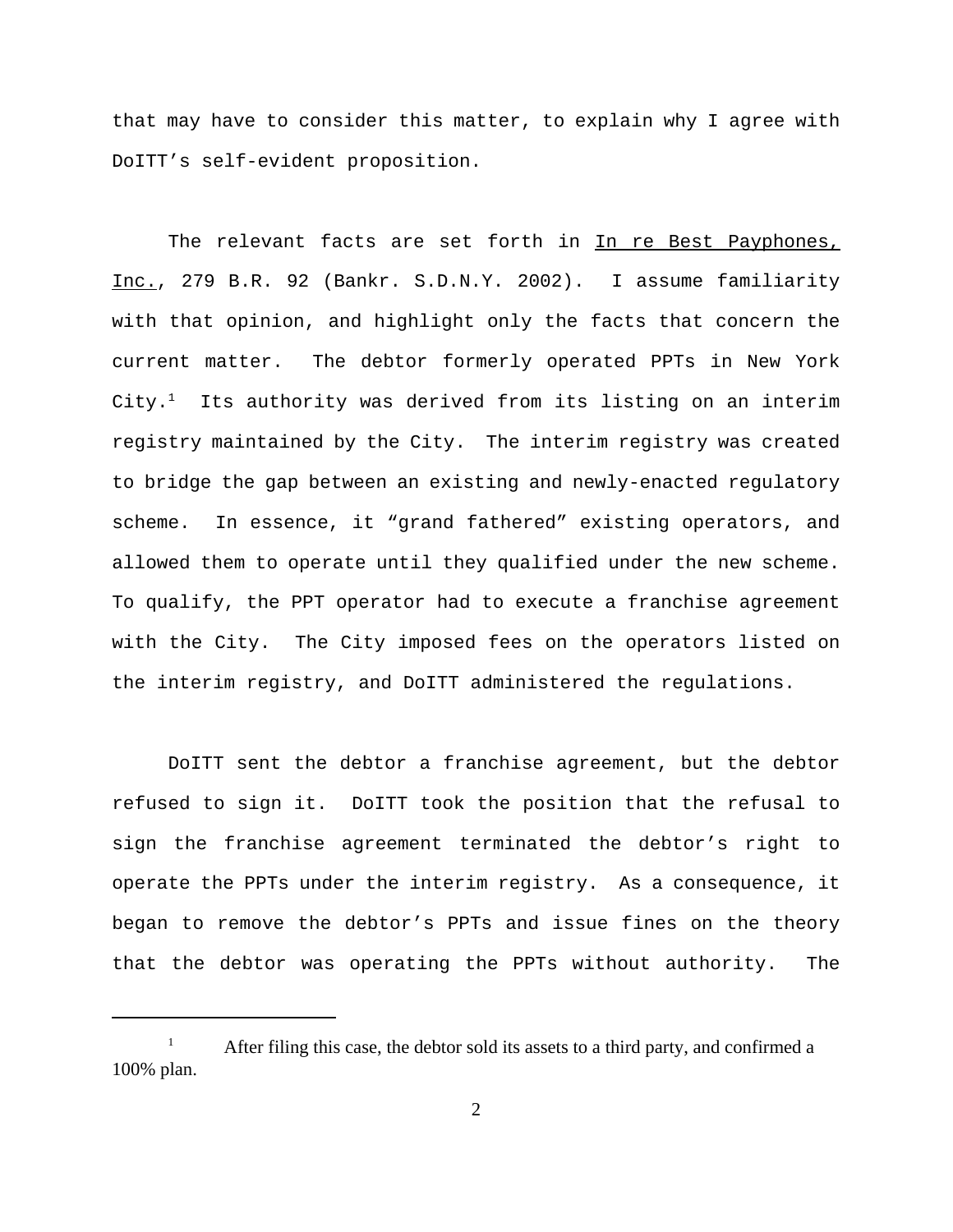that may have to consider this matter, to explain why I agree with DoITT's self-evident proposition.

The relevant facts are set forth in In re Best Payphones, Inc., 279 B.R. 92 (Bankr. S.D.N.Y. 2002). I assume familiarity with that opinion, and highlight only the facts that concern the current matter. The debtor formerly operated PPTs in New York City.[1] Its authority was derived from its listing on an interim registry maintained by the City. The interim registry was created to bridge the gap between an existing and newly-enacted regulatory scheme. In essence, it "grand fathered" existing operators, and allowed them to operate until they qualified under the new scheme. To qualify, the PPT operator had to execute a franchise agreement with the City. The City imposed fees on the operators listed on the interim registry, and DoITT administered the regulations.

DoITT sent the debtor a franchise agreement, but the debtor refused to sign it. DoITT took the position that the refusal to sign the franchise agreement terminated the debtor's right to operate the PPTs under the interim registry. As a consequence, it began to remove the debtor's PPTs and issue fines on the theory that the debtor was operating the PPTs without authority. The

---

[1] After filing this case, the debtor sold its assets to a third party, and confirmed a 100% plan.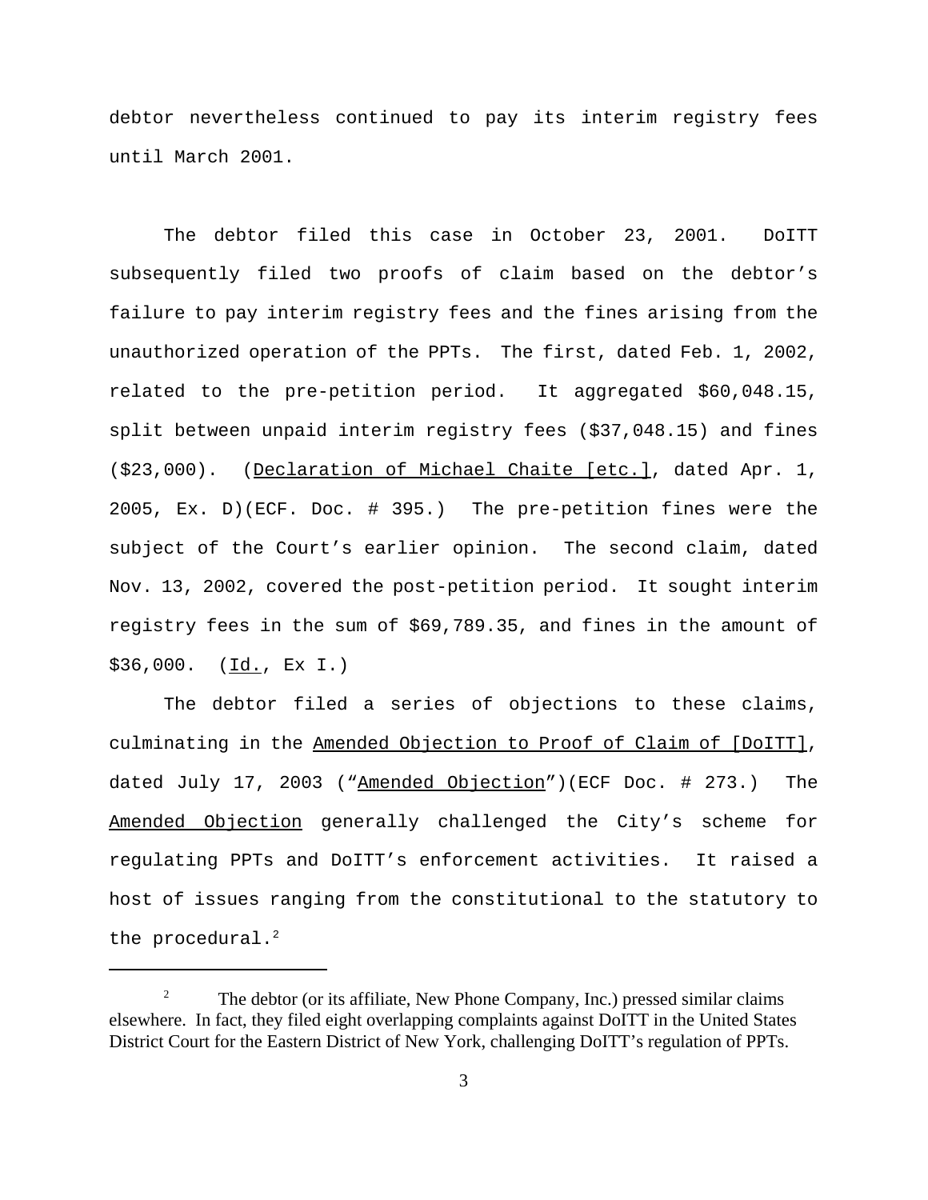debtor nevertheless continued to pay its interim registry fees until March 2001.

The debtor filed this case in October 23, 2001. DoITT subsequently filed two proofs of claim based on the debtor's failure to pay interim registry fees and the fines arising from the unauthorized operation of the PPTs. The first, dated Feb. 1, 2002, related to the pre-petition period. It aggregated $60,048.15, split between unpaid interim registry fees ($37,048.15) and fines ($23,000). (Declaration of Michael Chaite [etc.], dated Apr. 1, 2005, Ex. D)(ECF. Doc. # 395.) The pre-petition fines were the subject of the Court's earlier opinion. The second claim, dated Nov. 13, 2002, covered the post-petition period. It sought interim registry fees in the sum of $69,789.35, and fines in the amount of $36,000. (Id., Ex I.)

The debtor filed a series of objections to these claims, culminating in the Amended Objection to Proof of Claim of [DoITT], dated July 17, 2003 ("Amended Objection")(ECF Doc. # 273.) The Amended Objection generally challenged the City's scheme for regulating PPTs and DoITT's enforcement activities. It raised a host of issues ranging from the constitutional to the statutory to the procedural.[2]

---

[2] The debtor (or its affiliate, New Phone Company, Inc.) pressed similar claims elsewhere. In fact, they filed eight overlapping complaints against DoITT in the United States District Court for the Eastern District of New York, challenging DoITT's regulation of PPTs.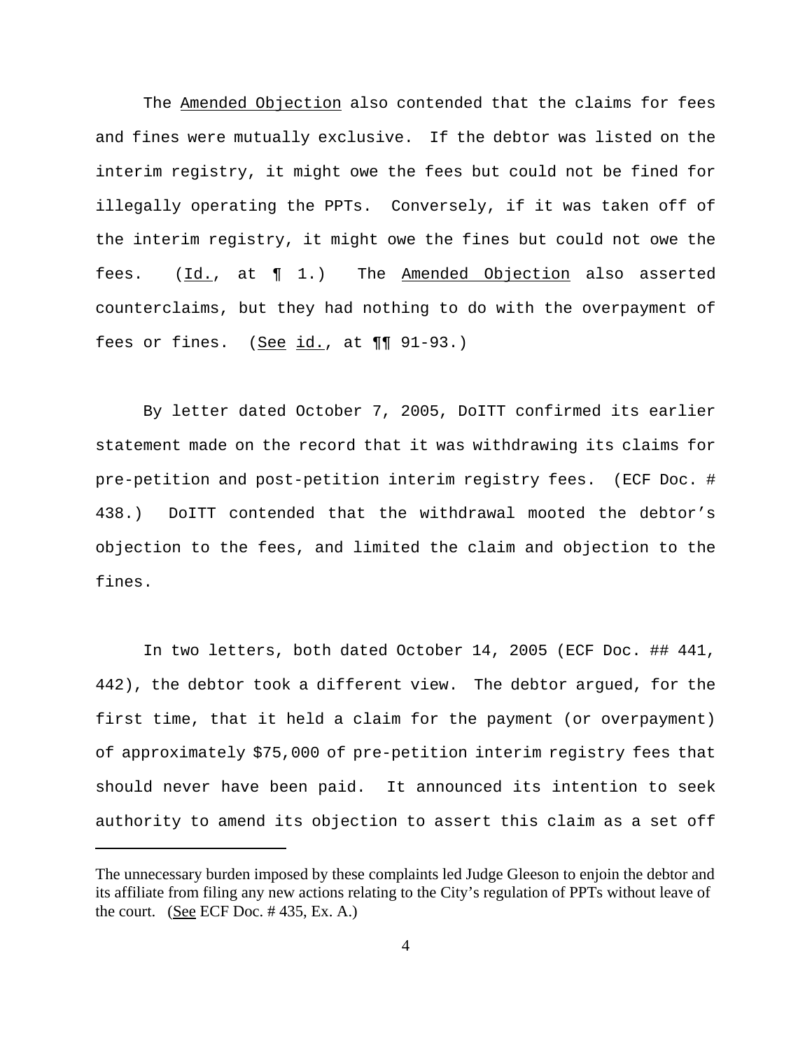The Amended Objection also contended that the claims for fees and fines were mutually exclusive. If the debtor was listed on the interim registry, it might owe the fees but could not be fined for illegally operating the PPTs. Conversely, if it was taken off of the interim registry, it might owe the fines but could not owe the fees. (Id., at ¶ 1.) The Amended Objection also asserted counterclaims, but they had nothing to do with the overpayment of fees or fines. (See id., at ¶¶ 91-93.)

By letter dated October 7, 2005, DoITT confirmed its earlier statement made on the record that it was withdrawing its claims for pre-petition and post-petition interim registry fees. (ECF Doc. # 438.) DoITT contended that the withdrawal mooted the debtor's objection to the fees, and limited the claim and objection to the fines.

In two letters, both dated October 14, 2005 (ECF Doc. ## 441, 442), the debtor took a different view. The debtor argued, for the first time, that it held a claim for the payment (or overpayment) of approximately $75,000 of pre-petition interim registry fees that should never have been paid. It announced its intention to seek authority to amend its objection to assert this claim as a set off

---

The unnecessary burden imposed by these complaints led Judge Gleeson to enjoin the debtor and its affiliate from filing any new actions relating to the City's regulation of PPTs without leave of the court. (See ECF Doc. # 435, Ex. A.)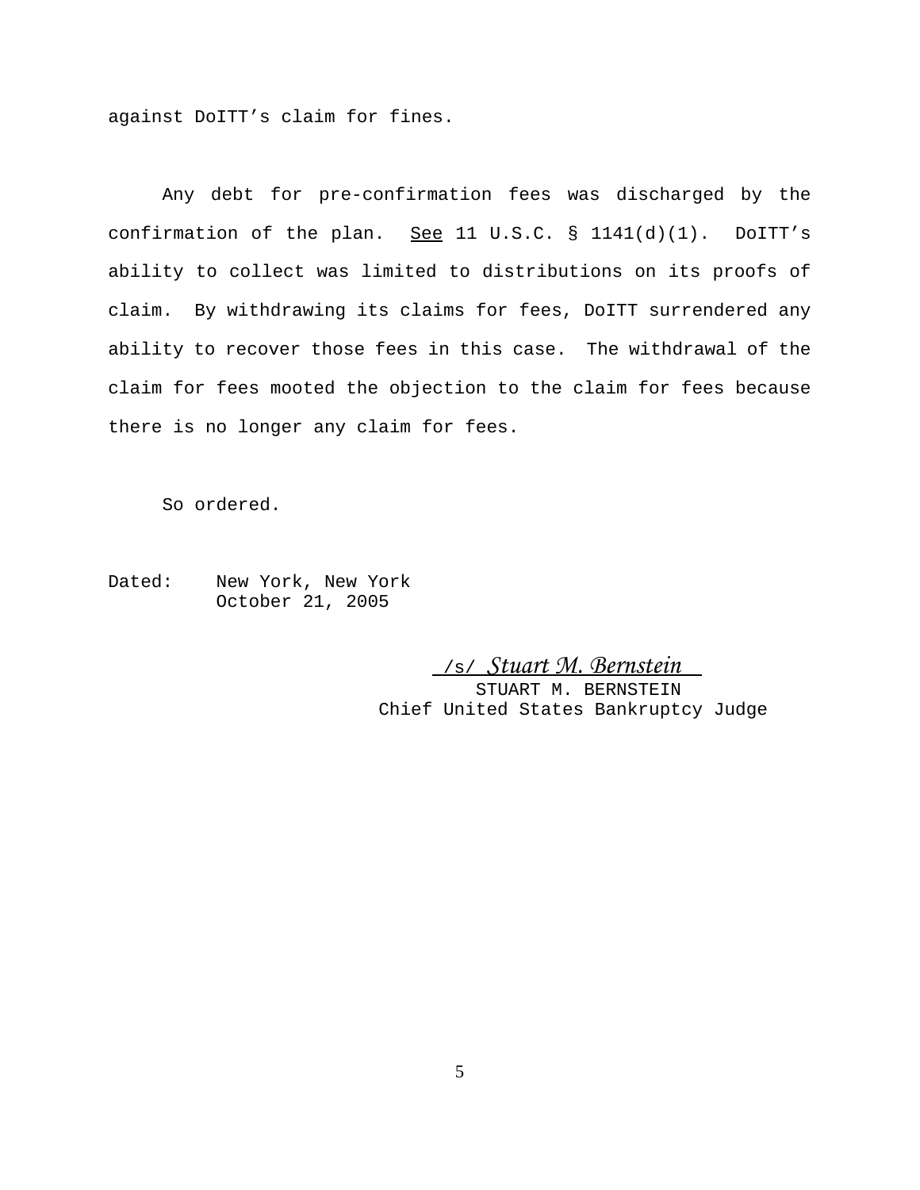against DoITT's claim for fines.

Any debt for pre-confirmation fees was discharged by the confirmation of the plan. See 11 U.S.C. § 1141(d)(1). DoITT's ability to collect was limited to distributions on its proofs of claim. By withdrawing its claims for fees, DoITT surrendered any ability to recover those fees in this case. The withdrawal of the claim for fees mooted the objection to the claim for fees because there is no longer any claim for fees.

So ordered.

Dated: New York, New York
October 21, 2005

/s/ *Stuart M. Bernstein*
STUART M. BERNSTEIN
Chief United States Bankruptcy Judge